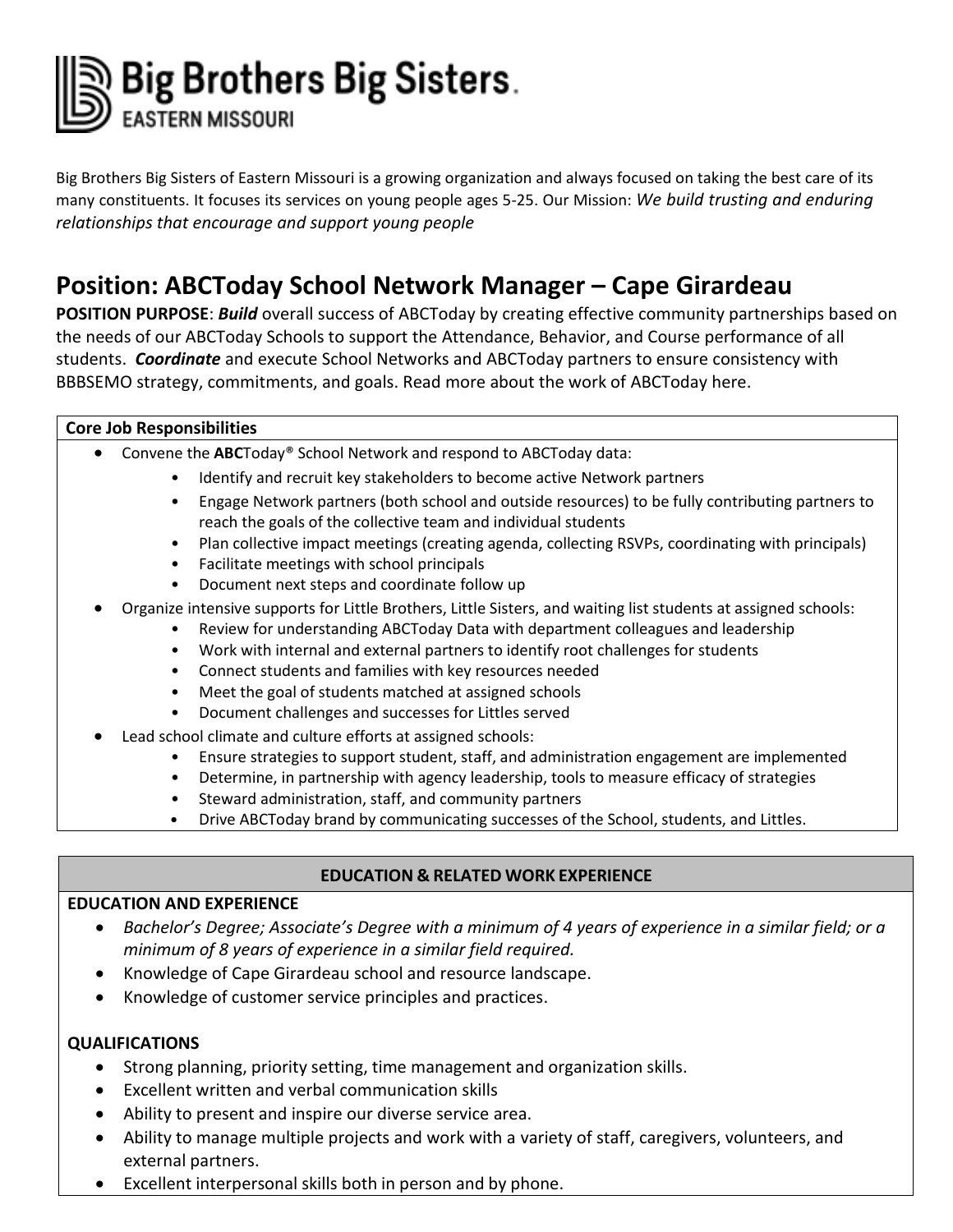# Big Brothers Big Sisters.
EASTERN MISSOURI

Big Brothers Big Sisters of Eastern Missouri is a growing organization and always focused on taking the best care of its many constituents. It focuses its services on young people ages 5-25. Our Mission: *We build trusting and enduring relationships that encourage and support young people*

## Position: ABCToday School Network Manager – Cape Girardeau

**POSITION PURPOSE**: ***Build*** overall success of ABCToday by creating effective community partnerships based on the needs of our ABCToday Schools to support the Attendance, Behavior, and Course performance of all students. ***Coordinate*** and execute School Networks and ABCToday partners to ensure consistency with BBBSEMO strategy, commitments, and goals. Read more about the work of ABCToday here.

**Core Job Responsibilities**

- Convene the **ABC**Today® School Network and respond to ABCToday data:
  - Identify and recruit key stakeholders to become active Network partners
  - Engage Network partners (both school and outside resources) to be fully contributing partners to reach the goals of the collective team and individual students
  - Plan collective impact meetings (creating agenda, collecting RSVPs, coordinating with principals)
  - Facilitate meetings with school principals
  - Document next steps and coordinate follow up
- Organize intensive supports for Little Brothers, Little Sisters, and waiting list students at assigned schools:
  - Review for understanding ABCToday Data with department colleagues and leadership
  - Work with internal and external partners to identify root challenges for students
  - Connect students and families with key resources needed
  - Meet the goal of students matched at assigned schools
  - Document challenges and successes for Littles served
- Lead school climate and culture efforts at assigned schools:
  - Ensure strategies to support student, staff, and administration engagement are implemented
  - Determine, in partnership with agency leadership, tools to measure efficacy of strategies
  - Steward administration, staff, and community partners
  - Drive ABCToday brand by communicating successes of the School, students, and Littles.

### EDUCATION & RELATED WORK EXPERIENCE

**EDUCATION AND EXPERIENCE**

- *Bachelor's Degree; Associate's Degree with a minimum of 4 years of experience in a similar field; or a minimum of 8 years of experience in a similar field required.*
- Knowledge of Cape Girardeau school and resource landscape.
- Knowledge of customer service principles and practices.

**QUALIFICATIONS**

- Strong planning, priority setting, time management and organization skills.
- Excellent written and verbal communication skills
- Ability to present and inspire our diverse service area.
- Ability to manage multiple projects and work with a variety of staff, caregivers, volunteers, and external partners.
- Excellent interpersonal skills both in person and by phone.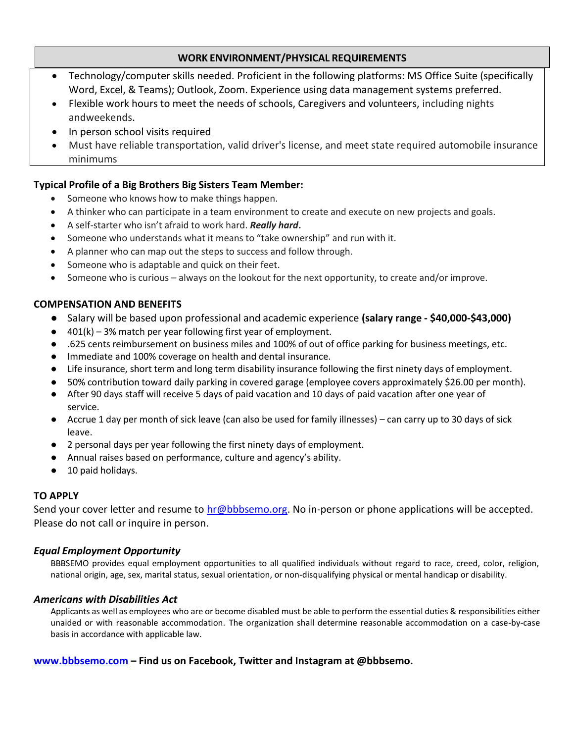## WORK ENVIRONMENT/PHYSICAL REQUIREMENTS

- Technology/computer skills needed. Proficient in the following platforms: MS Office Suite (specifically Word, Excel, & Teams); Outlook, Zoom. Experience using data management systems preferred.
- Flexible work hours to meet the needs of schools, Caregivers and volunteers, including nights andweekends.
- In person school visits required
- Must have reliable transportation, valid driver's license, and meet state required automobile insurance minimums

**Typical Profile of a Big Brothers Big Sisters Team Member:**

- Someone who knows how to make things happen.
- A thinker who can participate in a team environment to create and execute on new projects and goals.
- A self-starter who isn't afraid to work hard. ***Really hard*.**
- Someone who understands what it means to "take ownership" and run with it.
- A planner who can map out the steps to success and follow through.
- Someone who is adaptable and quick on their feet.
- Someone who is curious – always on the lookout for the next opportunity, to create and/or improve.

## COMPENSATION AND BENEFITS

- Salary will be based upon professional and academic experience **(salary range - $40,000-$43,000)**
- 401(k) – 3% match per year following first year of employment.
- .625 cents reimbursement on business miles and 100% of out of office parking for business meetings, etc.
- Immediate and 100% coverage on health and dental insurance.
- Life insurance, short term and long term disability insurance following the first ninety days of employment.
- 50% contribution toward daily parking in covered garage (employee covers approximately $26.00 per month).
- After 90 days staff will receive 5 days of paid vacation and 10 days of paid vacation after one year of service.
- Accrue 1 day per month of sick leave (can also be used for family illnesses) – can carry up to 30 days of sick leave.
- 2 personal days per year following the first ninety days of employment.
- Annual raises based on performance, culture and agency's ability.
- 10 paid holidays.

## TO APPLY

Send your cover letter and resume to hr@bbbsemo.org. No in-person or phone applications will be accepted. Please do not call or inquire in person.

### *Equal Employment Opportunity*

BBBSEMO provides equal employment opportunities to all qualified individuals without regard to race, creed, color, religion, national origin, age, sex, marital status, sexual orientation, or non-disqualifying physical or mental handicap or disability.

### *Americans with Disabilities Act*

Applicants as well as employees who are or become disabled must be able to perform the essential duties & responsibilities either unaided or with reasonable accommodation. The organization shall determine reasonable accommodation on a case-by-case basis in accordance with applicable law.

**www.bbbsemo.com – Find us on Facebook, Twitter and Instagram at @bbbsemo.**